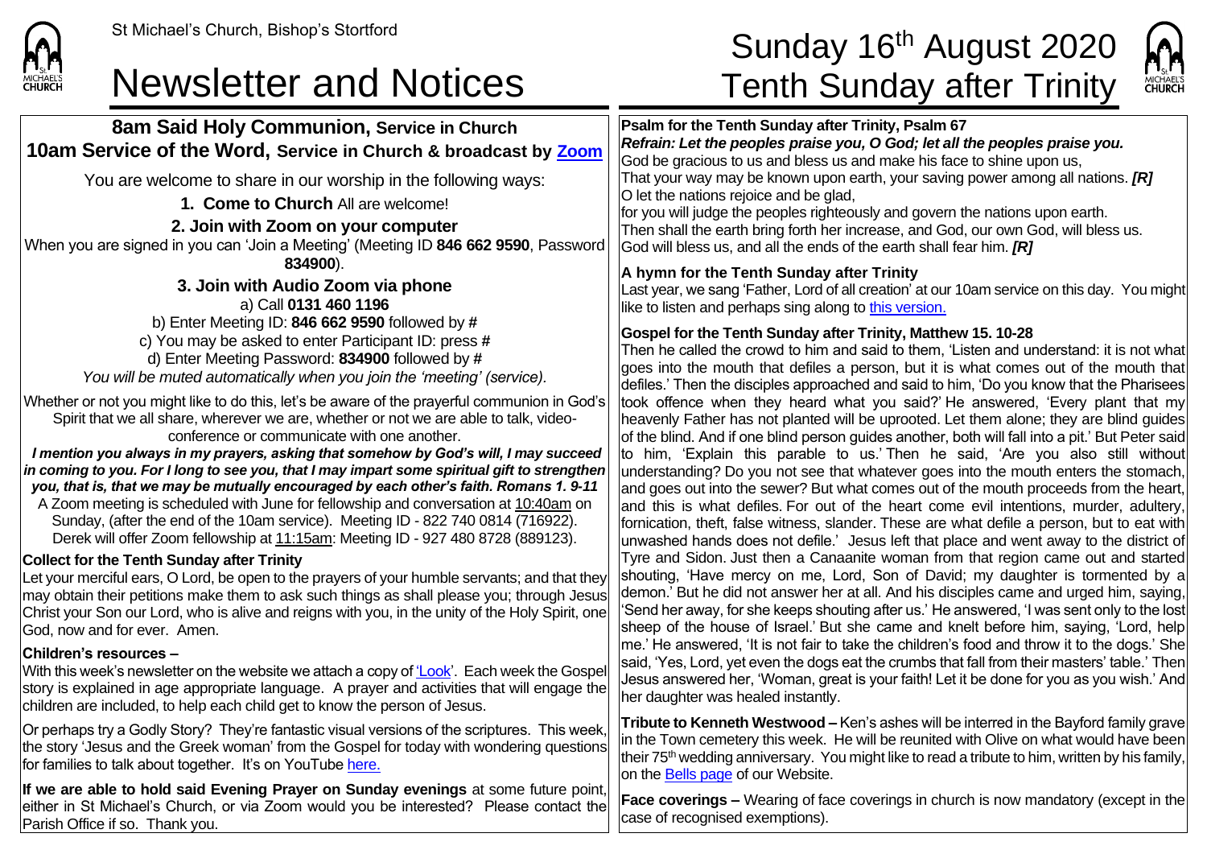St Michael's Church, Bishop's Stortford

# Newsletter and Notices

# Sunday 16th August 2020 Tenth Sunday after Trinity

## 8am Said Holy Communion, Service in Church
## 10am Service of the Word, Service in Church & broadcast by Zoom

You are welcome to share in our worship in the following ways:

**1. Come to Church** All are welcome!

**2. Join with Zoom on your computer**

When you are signed in you can 'Join a Meeting' (Meeting ID **846 662 9590**, Password **834900**).

**3. Join with Audio Zoom via phone**

a) Call **0131 460 1196**

b) Enter Meeting ID: **846 662 9590** followed by **#**

c) You may be asked to enter Participant ID: press **#**

d) Enter Meeting Password: **834900** followed by **#**

*You will be muted automatically when you join the 'meeting' (service).*

Whether or not you might like to do this, let's be aware of the prayerful communion in God's Spirit that we all share, wherever we are, whether or not we are able to talk, video-conference or communicate with one another.

***I mention you always in my prayers, asking that somehow by God's will, I may succeed in coming to you. For I long to see you, that I may impart some spiritual gift to strengthen you, that is, that we may be mutually encouraged by each other's faith. Romans 1. 9-11***

A Zoom meeting is scheduled with June for fellowship and conversation at 10:40am on Sunday, (after the end of the 10am service). Meeting ID - 822 740 0814 (716922). Derek will offer Zoom fellowship at 11:15am: Meeting ID - 927 480 8728 (889123).

**Collect for the Tenth Sunday after Trinity**

Let your merciful ears, O Lord, be open to the prayers of your humble servants; and that they may obtain their petitions make them to ask such things as shall please you; through Jesus Christ your Son our Lord, who is alive and reigns with you, in the unity of the Holy Spirit, one God, now and for ever. Amen.

**Children's resources –**

With this week's newsletter on the website we attach a copy of 'Look'. Each week the Gospel story is explained in age appropriate language. A prayer and activities that will engage the children are included, to help each child get to know the person of Jesus.

Or perhaps try a Godly Story? They're fantastic visual versions of the scriptures. This week, the story 'Jesus and the Greek woman' from the Gospel for today with wondering questions for families to talk about together. It's on YouTube here.

**If we are able to hold said Evening Prayer on Sunday evenings** at some future point, either in St Michael's Church, or via Zoom would you be interested? Please contact the Parish Office if so. Thank you.

**Psalm for the Tenth Sunday after Trinity, Psalm 67**

***Refrain: Let the peoples praise you, O God; let all the peoples praise you.***

God be gracious to us and bless us and make his face to shine upon us,
That your way may be known upon earth, your saving power among all nations. ***[R]***
O let the nations rejoice and be glad,
for you will judge the peoples righteously and govern the nations upon earth.
Then shall the earth bring forth her increase, and God, our own God, will bless us.
God will bless us, and all the ends of the earth shall fear him. ***[R]***

**A hymn for the Tenth Sunday after Trinity**

Last year, we sang 'Father, Lord of all creation' at our 10am service on this day. You might like to listen and perhaps sing along to this version.

**Gospel for the Tenth Sunday after Trinity, Matthew 15. 10-28**

Then he called the crowd to him and said to them, 'Listen and understand: it is not what goes into the mouth that defiles a person, but it is what comes out of the mouth that defiles.' Then the disciples approached and said to him, 'Do you know that the Pharisees took offence when they heard what you said?' He answered, 'Every plant that my heavenly Father has not planted will be uprooted. Let them alone; they are blind guides of the blind. And if one blind person guides another, both will fall into a pit.' But Peter said to him, 'Explain this parable to us.' Then he said, 'Are you also still without understanding? Do you not see that whatever goes into the mouth enters the stomach, and goes out into the sewer? But what comes out of the mouth proceeds from the heart, and this is what defiles. For out of the heart come evil intentions, murder, adultery, fornication, theft, false witness, slander. These are what defile a person, but to eat with unwashed hands does not defile.' Jesus left that place and went away to the district of Tyre and Sidon. Just then a Canaanite woman from that region came out and started shouting, 'Have mercy on me, Lord, Son of David; my daughter is tormented by a demon.' But he did not answer her at all. And his disciples came and urged him, saying, 'Send her away, for she keeps shouting after us.' He answered, 'I was sent only to the lost sheep of the house of Israel.' But she came and knelt before him, saying, 'Lord, help me.' He answered, 'It is not fair to take the children's food and throw it to the dogs.' She said, 'Yes, Lord, yet even the dogs eat the crumbs that fall from their masters' table.' Then Jesus answered her, 'Woman, great is your faith! Let it be done for you as you wish.' And her daughter was healed instantly.

**Tribute to Kenneth Westwood –** Ken's ashes will be interred in the Bayford family grave in the Town cemetery this week. He will be reunited with Olive on what would have been their 75th wedding anniversary. You might like to read a tribute to him, written by his family, on the Bells page of our Website.

**Face coverings –** Wearing of face coverings in church is now mandatory (except in the case of recognised exemptions).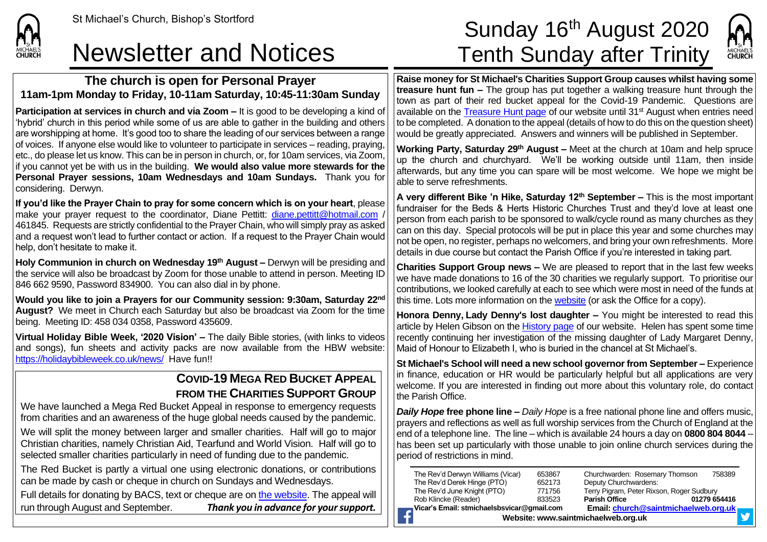St Michael's Church, Bishop's Stortford

# Newsletter and Notices

# Sunday 16th August 2020
# Tenth Sunday after Trinity

## The church is open for Personal Prayer
### 11am-1pm Monday to Friday, 10-11am Saturday, 10:45-11:30am Sunday

**Participation at services in church and via Zoom –** It is good to be developing a kind of 'hybrid' church in this period while some of us are able to gather in the building and others are worshipping at home. It's good too to share the leading of our services between a range of voices. If anyone else would like to volunteer to participate in services – reading, praying, etc., do please let us know. This can be in person in church, or, for 10am services, via Zoom, if you cannot yet be with us in the building. **We would also value more stewards for the Personal Prayer sessions, 10am Wednesdays and 10am Sundays.** Thank you for considering. Derwyn.

**If you'd like the Prayer Chain to pray for some concern which is on your heart**, please make your prayer request to the coordinator, Diane Pettitt: diane.pettitt@hotmail.com / 461845. Requests are strictly confidential to the Prayer Chain, who will simply pray as asked and a request won't lead to further contact or action. If a request to the Prayer Chain would help, don't hesitate to make it.

**Holy Communion in church on Wednesday 19th August –** Derwyn will be presiding and the service will also be broadcast by Zoom for those unable to attend in person. Meeting ID 846 662 9590, Password 834900. You can also dial in by phone.

**Would you like to join a Prayers for our Community session: 9:30am, Saturday 22nd August?** We meet in Church each Saturday but also be broadcast via Zoom for the time being. Meeting ID: 458 034 0358, Password 435609.

**Virtual Holiday Bible Week, '2020 Vision' –** The daily Bible stories, (with links to videos and songs), fun sheets and activity packs are now available from the HBW website: https://holidaybibleweek.co.uk/news/ Have fun!!

### COVID-19 MEGA RED BUCKET APPEAL FROM THE CHARITIES SUPPORT GROUP

We have launched a Mega Red Bucket Appeal in response to emergency requests from charities and an awareness of the huge global needs caused by the pandemic.

We will split the money between larger and smaller charities. Half will go to major Christian charities, namely Christian Aid, Tearfund and World Vision. Half will go to selected smaller charities particularly in need of funding due to the pandemic.

The Red Bucket is partly a virtual one using electronic donations, or contributions can be made by cash or cheque in church on Sundays and Wednesdays.

Full details for donating by BACS, text or cheque are on the website. The appeal will run through August and September. ***Thank you in advance for your support.***

**Raise money for St Michael's Charities Support Group causes whilst having some treasure hunt fun –** The group has put together a walking treasure hunt through the town as part of their red bucket appeal for the Covid-19 Pandemic. Questions are available on the Treasure Hunt page of our website until 31st August when entries need to be completed. A donation to the appeal (details of how to do this on the question sheet) would be greatly appreciated. Answers and winners will be published in September.

**Working Party, Saturday 29th August –** Meet at the church at 10am and help spruce up the church and churchyard. We'll be working outside until 11am, then inside afterwards, but any time you can spare will be most welcome. We hope we might be able to serve refreshments.

**A very different Bike 'n Hike, Saturday 12th September –** This is the most important fundraiser for the Beds & Herts Historic Churches Trust and they'd love at least one person from each parish to be sponsored to walk/cycle round as many churches as they can on this day. Special protocols will be put in place this year and some churches may not be open, no register, perhaps no welcomers, and bring your own refreshments. More details in due course but contact the Parish Office if you're interested in taking part.

**Charities Support Group news –** We are pleased to report that in the last few weeks we have made donations to 16 of the 30 charities we regularly support. To prioritise our contributions, we looked carefully at each to see which were most in need of the funds at this time. Lots more information on the website (or ask the Office for a copy).

**Honora Denny, Lady Denny's lost daughter –** You might be interested to read this article by Helen Gibson on the History page of our website. Helen has spent some time recently continuing her investigation of the missing daughter of Lady Margaret Denny, Maid of Honour to Elizabeth I, who is buried in the chancel at St Michael's.

**St Michael's School will need a new school governor from September –** Experience in finance, education or HR would be particularly helpful but all applications are very welcome. If you are interested in finding out more about this voluntary role, do contact the Parish Office.

***Daily Hope* free phone line –** *Daily Hope* is a free national phone line and offers music, prayers and reflections as well as full worship services from the Church of England at the end of a telephone line. The line – which is available 24 hours a day on **0800 804 8044** – has been set up particularly with those unable to join online church services during the period of restrictions in mind.

| | | | |
|---|---|---|---|
| The Rev'd Derwyn Williams (Vicar) | 653867 | Churchwarden: Rosemary Thomson | 758389 |
| The Rev'd Derek Hinge (PTO) | 652173 | Deputy Churchwardens: | |
| The Rev'd June Knight (PTO) | 771756 | Terry Pigram, Peter Rixson, Roger Sudbury | |
| Rob Klincke (Reader) | 833523 | **Parish Office** | **01279 654416** |

**Vicar's Email: stmichaelsbsvicar@gmail.com** **Email: church@saintmichaelweb.org.uk**

**Website: www.saintmichaelweb.org.uk**